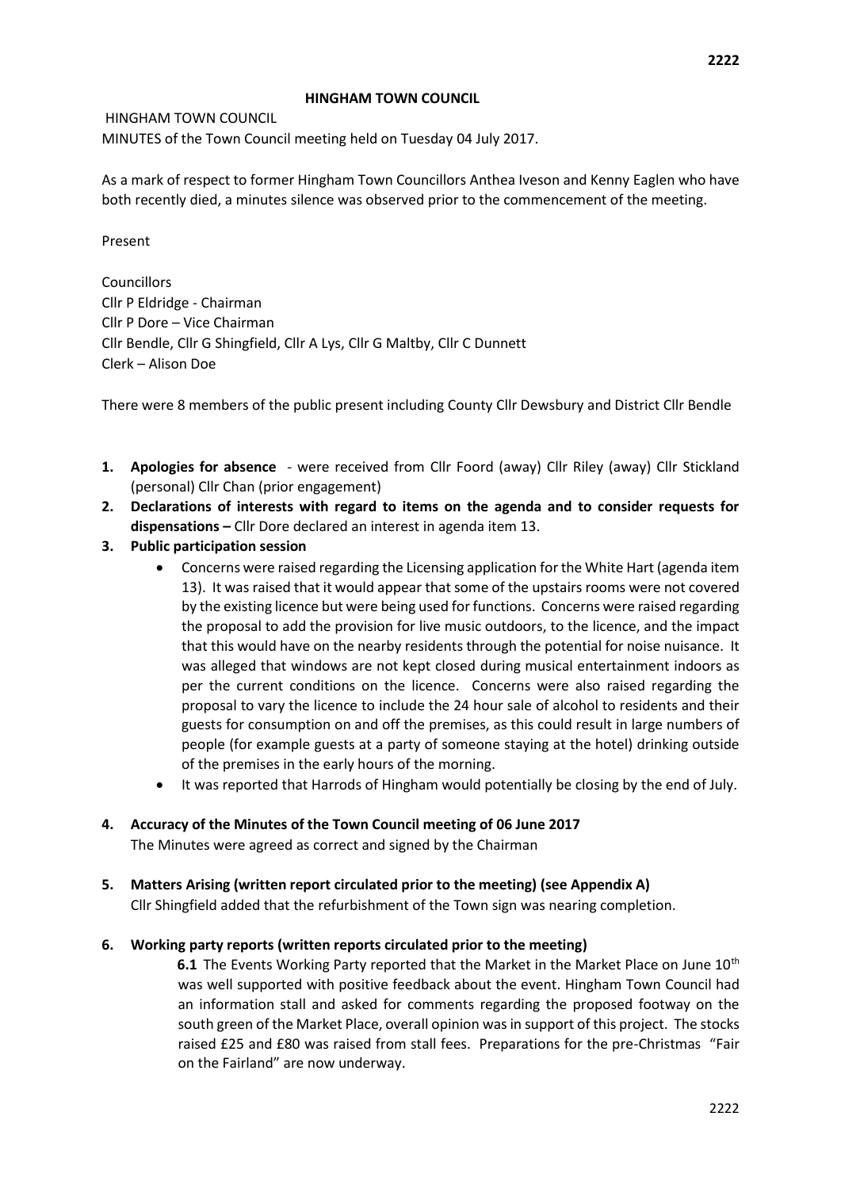# HINGHAM TOWN COUNCIL

HINGHAM TOWN COUNCIL

MINUTES of the Town Council meeting held on Tuesday 04 July 2017.

As a mark of respect to former Hingham Town Councillors Anthea Iveson and Kenny Eaglen who have both recently died, a minutes silence was observed prior to the commencement of the meeting.

Present

Councillors
Cllr P Eldridge - Chairman
Cllr P Dore – Vice Chairman
Cllr Bendle, Cllr G Shingfield, Cllr A Lys, Cllr G Maltby, Cllr C Dunnett
Clerk – Alison Doe

There were 8 members of the public present including County Cllr Dewsbury and District Cllr Bendle

1. **Apologies for absence** - were received from Cllr Foord (away) Cllr Riley (away) Cllr Stickland (personal) Cllr Chan (prior engagement)
2. **Declarations of interests with regard to items on the agenda and to consider requests for dispensations –** Cllr Dore declared an interest in agenda item 13.
3. **Public participation session**
   - Concerns were raised regarding the Licensing application for the White Hart (agenda item 13). It was raised that it would appear that some of the upstairs rooms were not covered by the existing licence but were being used for functions. Concerns were raised regarding the proposal to add the provision for live music outdoors, to the licence, and the impact that this would have on the nearby residents through the potential for noise nuisance. It was alleged that windows are not kept closed during musical entertainment indoors as per the current conditions on the licence. Concerns were also raised regarding the proposal to vary the licence to include the 24 hour sale of alcohol to residents and their guests for consumption on and off the premises, as this could result in large numbers of people (for example guests at a party of someone staying at the hotel) drinking outside of the premises in the early hours of the morning.
   - It was reported that Harrods of Hingham would potentially be closing by the end of July.
4. **Accuracy of the Minutes of the Town Council meeting of 06 June 2017**
   The Minutes were agreed as correct and signed by the Chairman
5. **Matters Arising (written report circulated prior to the meeting) (see Appendix A)**
   Cllr Shingfield added that the refurbishment of the Town sign was nearing completion.
6. **Working party reports (written reports circulated prior to the meeting)**

   **6.1** The Events Working Party reported that the Market in the Market Place on June 10th was well supported with positive feedback about the event. Hingham Town Council had an information stall and asked for comments regarding the proposed footway on the south green of the Market Place, overall opinion was in support of this project. The stocks raised £25 and £80 was raised from stall fees. Preparations for the pre-Christmas "Fair on the Fairland" are now underway.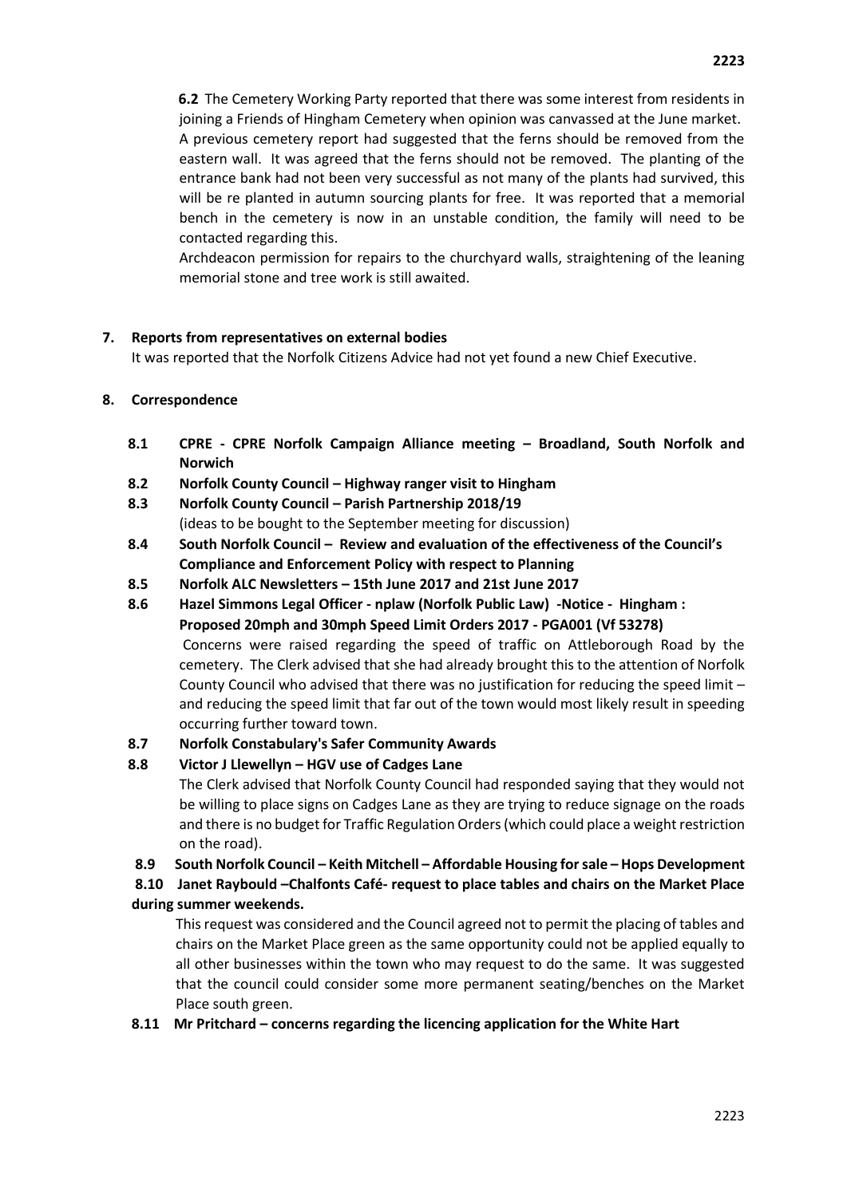**6.2** The Cemetery Working Party reported that there was some interest from residents in joining a Friends of Hingham Cemetery when opinion was canvassed at the June market. A previous cemetery report had suggested that the ferns should be removed from the eastern wall. It was agreed that the ferns should not be removed. The planting of the entrance bank had not been very successful as not many of the plants had survived, this will be re planted in autumn sourcing plants for free. It was reported that a memorial bench in the cemetery is now in an unstable condition, the family will need to be contacted regarding this.

Archdeacon permission for repairs to the churchyard walls, straightening of the leaning memorial stone and tree work is still awaited.

## 7. Reports from representatives on external bodies

It was reported that the Norfolk Citizens Advice had not yet found a new Chief Executive.

## 8. Correspondence

**8.1 CPRE - CPRE Norfolk Campaign Alliance meeting – Broadland, South Norfolk and Norwich**

**8.2 Norfolk County Council – Highway ranger visit to Hingham**

**8.3 Norfolk County Council – Parish Partnership 2018/19**

(ideas to be bought to the September meeting for discussion)

**8.4 South Norfolk Council – Review and evaluation of the effectiveness of the Council's Compliance and Enforcement Policy with respect to Planning**

**8.5 Norfolk ALC Newsletters – 15th June 2017 and 21st June 2017**

**8.6 Hazel Simmons Legal Officer - nplaw (Norfolk Public Law) -Notice - Hingham : Proposed 20mph and 30mph Speed Limit Orders 2017 - PGA001 (Vf 53278)**

Concerns were raised regarding the speed of traffic on Attleborough Road by the cemetery. The Clerk advised that she had already brought this to the attention of Norfolk County Council who advised that there was no justification for reducing the speed limit – and reducing the speed limit that far out of the town would most likely result in speeding occurring further toward town.

**8.7 Norfolk Constabulary's Safer Community Awards**

**8.8 Victor J Llewellyn – HGV use of Cadges Lane**

The Clerk advised that Norfolk County Council had responded saying that they would not be willing to place signs on Cadges Lane as they are trying to reduce signage on the roads and there is no budget for Traffic Regulation Orders (which could place a weight restriction on the road).

**8.9 South Norfolk Council – Keith Mitchell – Affordable Housing for sale – Hops Development**

**8.10 Janet Raybould –Chalfonts Café- request to place tables and chairs on the Market Place during summer weekends.**

This request was considered and the Council agreed not to permit the placing of tables and chairs on the Market Place green as the same opportunity could not be applied equally to all other businesses within the town who may request to do the same. It was suggested that the council could consider some more permanent seating/benches on the Market Place south green.

**8.11 Mr Pritchard – concerns regarding the licencing application for the White Hart**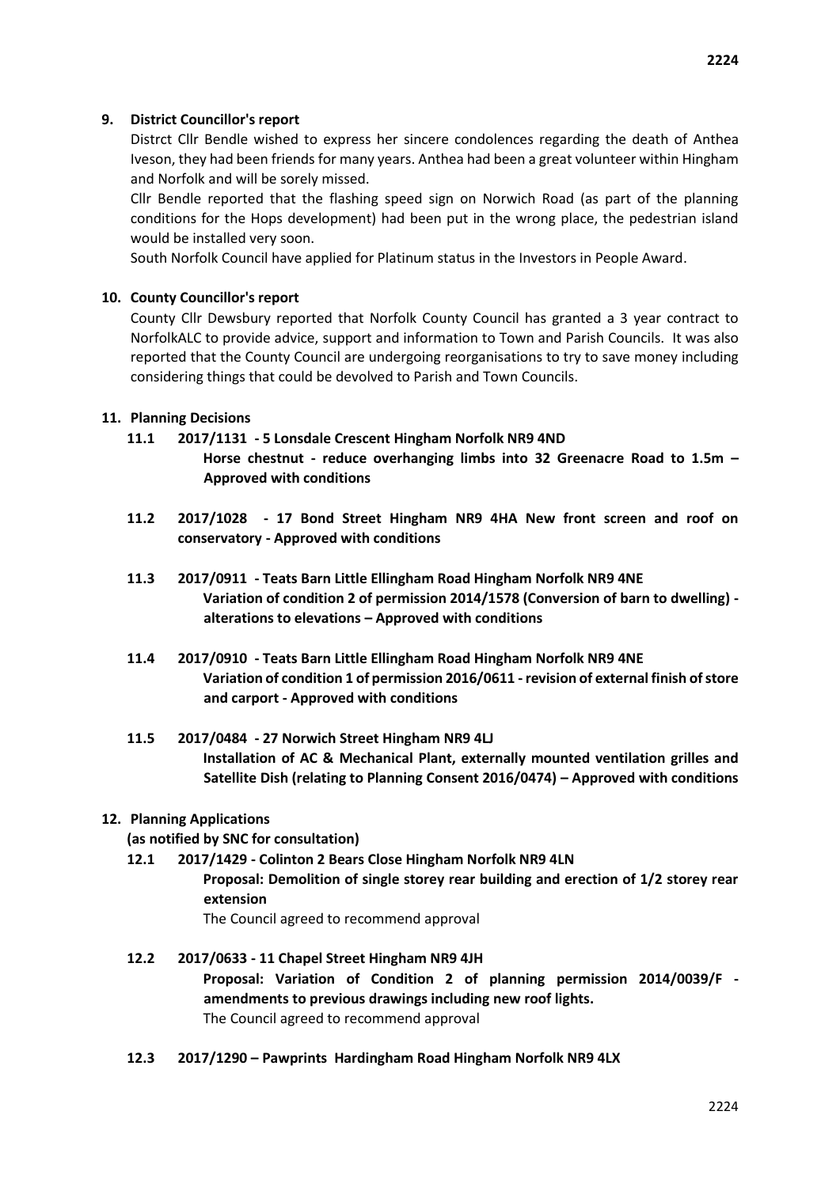**9. District Councillor's report**

Distrct Cllr Bendle wished to express her sincere condolences regarding the death of Anthea Iveson, they had been friends for many years. Anthea had been a great volunteer within Hingham and Norfolk and will be sorely missed.

Cllr Bendle reported that the flashing speed sign on Norwich Road (as part of the planning conditions for the Hops development) had been put in the wrong place, the pedestrian island would be installed very soon.

South Norfolk Council have applied for Platinum status in the Investors in People Award.

**10. County Councillor's report**

County Cllr Dewsbury reported that Norfolk County Council has granted a 3 year contract to NorfolkALC to provide advice, support and information to Town and Parish Councils. It was also reported that the County Council are undergoing reorganisations to try to save money including considering things that could be devolved to Parish and Town Councils.

**11. Planning Decisions**

**11.1 2017/1131 - 5 Lonsdale Crescent Hingham Norfolk NR9 4ND**
**Horse chestnut - reduce overhanging limbs into 32 Greenacre Road to 1.5m – Approved with conditions**

**11.2 2017/1028 - 17 Bond Street Hingham NR9 4HA New front screen and roof on conservatory - Approved with conditions**

**11.3 2017/0911 - Teats Barn Little Ellingham Road Hingham Norfolk NR9 4NE**
**Variation of condition 2 of permission 2014/1578 (Conversion of barn to dwelling) - alterations to elevations – Approved with conditions**

**11.4 2017/0910 - Teats Barn Little Ellingham Road Hingham Norfolk NR9 4NE**
**Variation of condition 1 of permission 2016/0611 - revision of external finish of store and carport - Approved with conditions**

**11.5 2017/0484 - 27 Norwich Street Hingham NR9 4LJ**
**Installation of AC & Mechanical Plant, externally mounted ventilation grilles and Satellite Dish (relating to Planning Consent 2016/0474) – Approved with conditions**

**12. Planning Applications**
**(as notified by SNC for consultation)**

**12.1 2017/1429 - Colinton 2 Bears Close Hingham Norfolk NR9 4LN**
**Proposal: Demolition of single storey rear building and erection of 1/2 storey rear extension**
The Council agreed to recommend approval

**12.2 2017/0633 - 11 Chapel Street Hingham NR9 4JH**
**Proposal: Variation of Condition 2 of planning permission 2014/0039/F - amendments to previous drawings including new roof lights.**
The Council agreed to recommend approval

**12.3 2017/1290 – Pawprints Hardingham Road Hingham Norfolk NR9 4LX**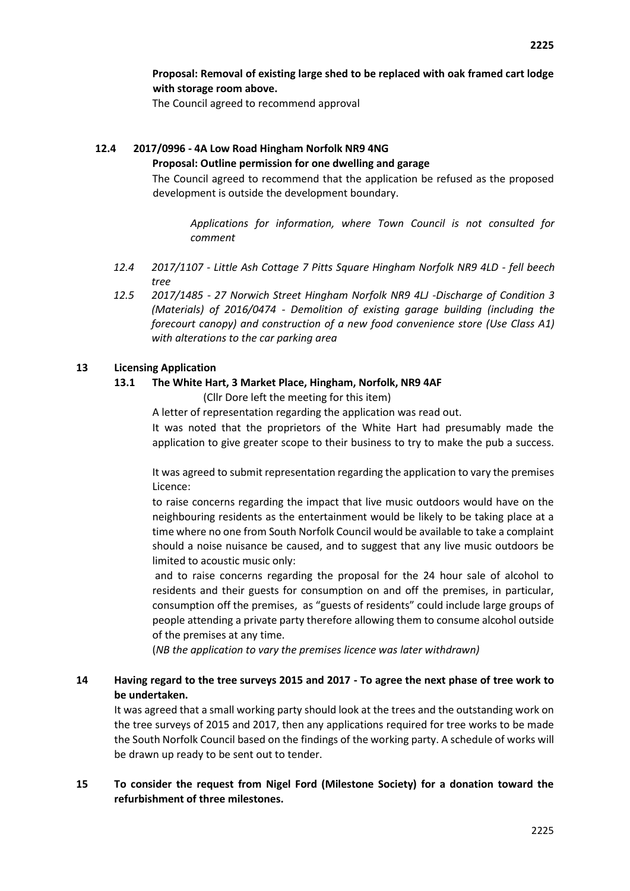**Proposal: Removal of existing large shed to be replaced with oak framed cart lodge with storage room above.**

The Council agreed to recommend approval

**12.4 2017/0996 - 4A Low Road Hingham Norfolk NR9 4NG**

**Proposal: Outline permission for one dwelling and garage**

The Council agreed to recommend that the application be refused as the proposed development is outside the development boundary.

*Applications for information, where Town Council is not consulted for comment*

*12.4 2017/1107 - Little Ash Cottage 7 Pitts Square Hingham Norfolk NR9 4LD - fell beech tree*

*12.5 2017/1485 - 27 Norwich Street Hingham Norfolk NR9 4LJ -Discharge of Condition 3 (Materials) of 2016/0474 - Demolition of existing garage building (including the forecourt canopy) and construction of a new food convenience store (Use Class A1) with alterations to the car parking area*

**13 Licensing Application**

**13.1 The White Hart, 3 Market Place, Hingham, Norfolk, NR9 4AF**

(Cllr Dore left the meeting for this item)

A letter of representation regarding the application was read out.

It was noted that the proprietors of the White Hart had presumably made the application to give greater scope to their business to try to make the pub a success.

It was agreed to submit representation regarding the application to vary the premises Licence:

to raise concerns regarding the impact that live music outdoors would have on the neighbouring residents as the entertainment would be likely to be taking place at a time where no one from South Norfolk Council would be available to take a complaint should a noise nuisance be caused, and to suggest that any live music outdoors be limited to acoustic music only:

and to raise concerns regarding the proposal for the 24 hour sale of alcohol to residents and their guests for consumption on and off the premises, in particular, consumption off the premises, as "guests of residents" could include large groups of people attending a private party therefore allowing them to consume alcohol outside of the premises at any time.

(*NB the application to vary the premises licence was later withdrawn)*

**14 Having regard to the tree surveys 2015 and 2017 - To agree the next phase of tree work to be undertaken.**

It was agreed that a small working party should look at the trees and the outstanding work on the tree surveys of 2015 and 2017, then any applications required for tree works to be made the South Norfolk Council based on the findings of the working party. A schedule of works will be drawn up ready to be sent out to tender.

**15 To consider the request from Nigel Ford (Milestone Society) for a donation toward the refurbishment of three milestones.**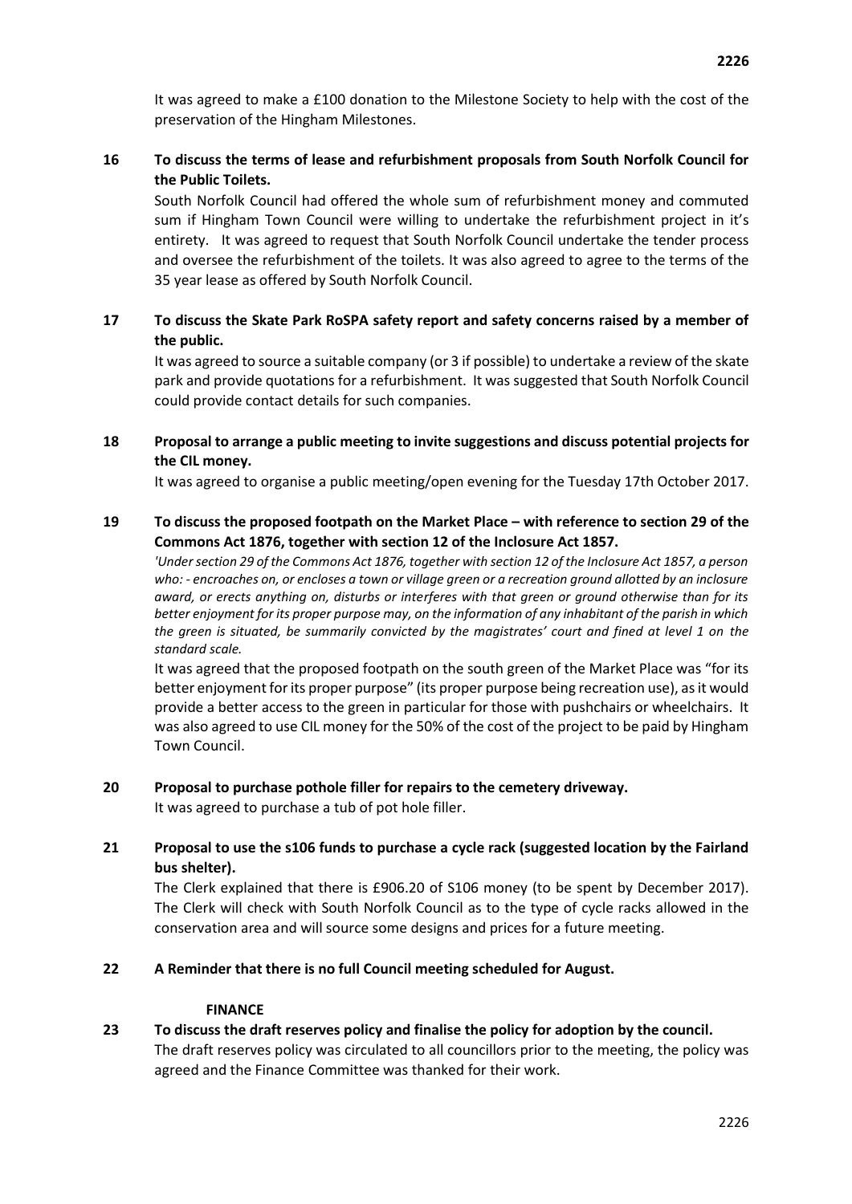It was agreed to make a £100 donation to the Milestone Society to help with the cost of the preservation of the Hingham Milestones.

**16 To discuss the terms of lease and refurbishment proposals from South Norfolk Council for the Public Toilets.**

South Norfolk Council had offered the whole sum of refurbishment money and commuted sum if Hingham Town Council were willing to undertake the refurbishment project in it's entirety. It was agreed to request that South Norfolk Council undertake the tender process and oversee the refurbishment of the toilets. It was also agreed to agree to the terms of the 35 year lease as offered by South Norfolk Council.

**17 To discuss the Skate Park RoSPA safety report and safety concerns raised by a member of the public.**

It was agreed to source a suitable company (or 3 if possible) to undertake a review of the skate park and provide quotations for a refurbishment. It was suggested that South Norfolk Council could provide contact details for such companies.

**18 Proposal to arrange a public meeting to invite suggestions and discuss potential projects for the CIL money.**

It was agreed to organise a public meeting/open evening for the Tuesday 17th October 2017.

**19 To discuss the proposed footpath on the Market Place – with reference to section 29 of the Commons Act 1876, together with section 12 of the Inclosure Act 1857.**

*'Under section 29 of the Commons Act 1876, together with section 12 of the Inclosure Act 1857, a person who: - encroaches on, or encloses a town or village green or a recreation ground allotted by an inclosure award, or erects anything on, disturbs or interferes with that green or ground otherwise than for its better enjoyment for its proper purpose may, on the information of any inhabitant of the parish in which the green is situated, be summarily convicted by the magistrates' court and fined at level 1 on the standard scale.*

It was agreed that the proposed footpath on the south green of the Market Place was "for its better enjoyment for its proper purpose" (its proper purpose being recreation use), as it would provide a better access to the green in particular for those with pushchairs or wheelchairs. It was also agreed to use CIL money for the 50% of the cost of the project to be paid by Hingham Town Council.

**20 Proposal to purchase pothole filler for repairs to the cemetery driveway.**

It was agreed to purchase a tub of pot hole filler.

**21 Proposal to use the s106 funds to purchase a cycle rack (suggested location by the Fairland bus shelter).**

The Clerk explained that there is £906.20 of S106 money (to be spent by December 2017). The Clerk will check with South Norfolk Council as to the type of cycle racks allowed in the conservation area and will source some designs and prices for a future meeting.

**22 A Reminder that there is no full Council meeting scheduled for August.**

**FINANCE**

**23 To discuss the draft reserves policy and finalise the policy for adoption by the council.**

The draft reserves policy was circulated to all councillors prior to the meeting, the policy was agreed and the Finance Committee was thanked for their work.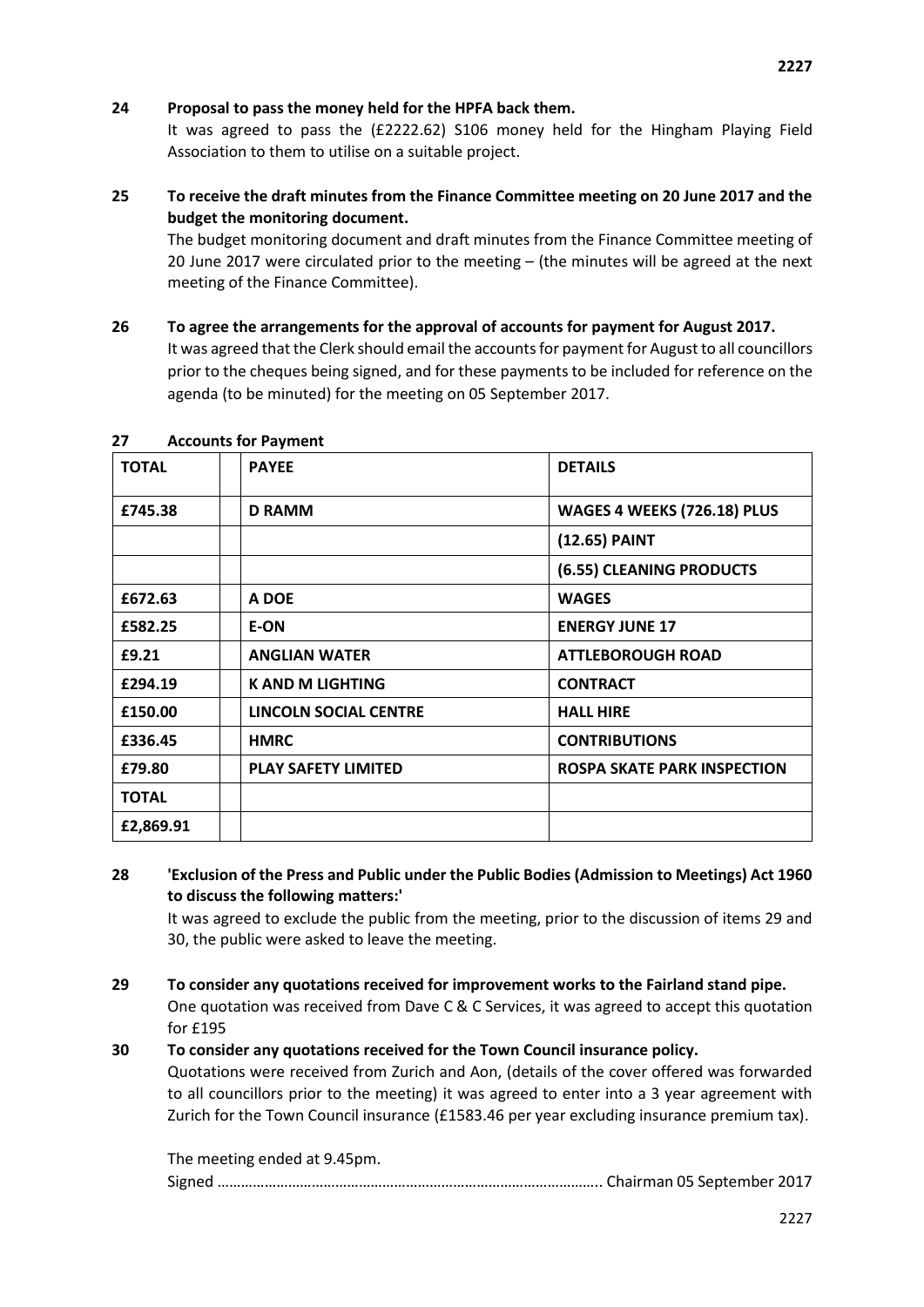**24 Proposal to pass the money held for the HPFA back them.**

It was agreed to pass the (£2222.62) S106 money held for the Hingham Playing Field Association to them to utilise on a suitable project.

**25 To receive the draft minutes from the Finance Committee meeting on 20 June 2017 and the budget the monitoring document.**

The budget monitoring document and draft minutes from the Finance Committee meeting of 20 June 2017 were circulated prior to the meeting – (the minutes will be agreed at the next meeting of the Finance Committee).

**26 To agree the arrangements for the approval of accounts for payment for August 2017.**

It was agreed that the Clerk should email the accounts for payment for August to all councillors prior to the cheques being signed, and for these payments to be included for reference on the agenda (to be minuted) for the meeting on 05 September 2017.

**27 Accounts for Payment**

| TOTAL | | PAYEE | DETAILS |
|---|---|---|---|
| £745.38 | | D RAMM | WAGES 4 WEEKS (726.18) PLUS |
| | | | (12.65) PAINT |
| | | | (6.55) CLEANING PRODUCTS |
| £672.63 | | A DOE | WAGES |
| £582.25 | | E-ON | ENERGY JUNE 17 |
| £9.21 | | ANGLIAN WATER | ATTLEBOROUGH ROAD |
| £294.19 | | K AND M LIGHTING | CONTRACT |
| £150.00 | | LINCOLN SOCIAL CENTRE | HALL HIRE |
| £336.45 | | HMRC | CONTRIBUTIONS |
| £79.80 | | PLAY SAFETY LIMITED | ROSPA SKATE PARK INSPECTION |
| TOTAL | | | |
| £2,869.91 | | | |

**28 'Exclusion of the Press and Public under the Public Bodies (Admission to Meetings) Act 1960 to discuss the following matters:'**

It was agreed to exclude the public from the meeting, prior to the discussion of items 29 and 30, the public were asked to leave the meeting.

**29 To consider any quotations received for improvement works to the Fairland stand pipe.**

One quotation was received from Dave C & C Services, it was agreed to accept this quotation for £195

**30 To consider any quotations received for the Town Council insurance policy.**

Quotations were received from Zurich and Aon, (details of the cover offered was forwarded to all councillors prior to the meeting) it was agreed to enter into a 3 year agreement with Zurich for the Town Council insurance (£1583.46 per year excluding insurance premium tax).

The meeting ended at 9.45pm.

Signed ………………………………………………………………………………….. Chairman 05 September 2017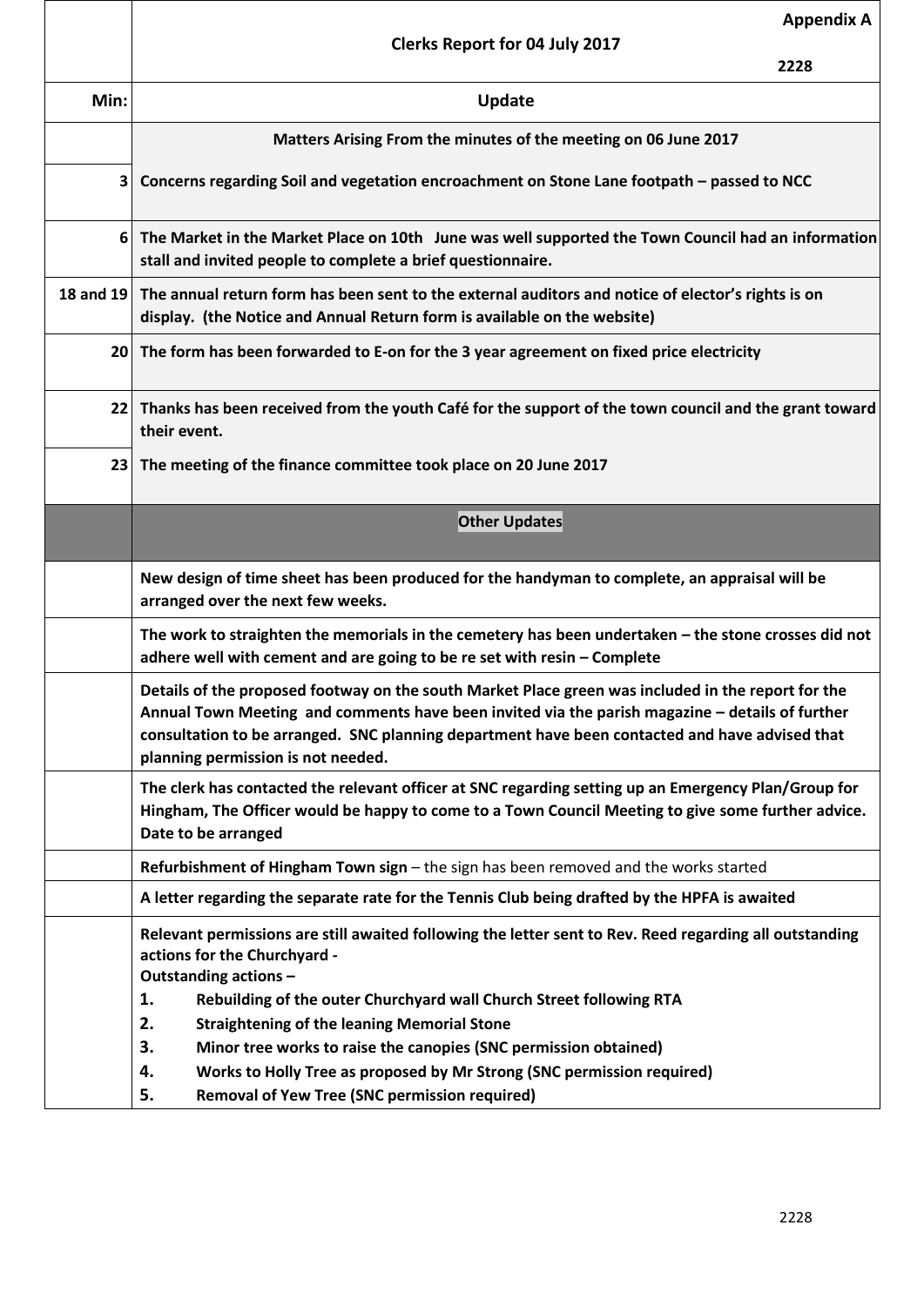| | **Appendix A** <br> **Clerks Report for 04 July 2017** <br> **2228** |
|---|---|
| **Min:** | **Update** |
| | **Matters Arising From the minutes of the meeting on 06 June 2017** |
| **3** | **Concerns regarding Soil and vegetation encroachment on Stone Lane footpath – passed to NCC** |
| **6** | **The Market in the Market Place on 10th June was well supported the Town Council had an information stall and invited people to complete a brief questionnaire.** |
| **18 and 19** | **The annual return form has been sent to the external auditors and notice of elector's rights is on display. (the Notice and Annual Return form is available on the website)** |
| **20** | **The form has been forwarded to E-on for the 3 year agreement on fixed price electricity** |
| **22** | **Thanks has been received from the youth Café for the support of the town council and the grant toward their event.** |
| **23** | **The meeting of the finance committee took place on 20 June 2017** |
| | **Other Updates** |
| | **New design of time sheet has been produced for the handyman to complete, an appraisal will be arranged over the next few weeks.** |
| | **The work to straighten the memorials in the cemetery has been undertaken – the stone crosses did not adhere well with cement and are going to be re set with resin – Complete** |
| | **Details of the proposed footway on the south Market Place green was included in the report for the Annual Town Meeting and comments have been invited via the parish magazine – details of further consultation to be arranged. SNC planning department have been contacted and have advised that planning permission is not needed.** |
| | **The clerk has contacted the relevant officer at SNC regarding setting up an Emergency Plan/Group for Hingham, The Officer would be happy to come to a Town Council Meeting to give some further advice. Date to be arranged** |
| | **Refurbishment of Hingham Town sign** – the sign has been removed and the works started |
| | **A letter regarding the separate rate for the Tennis Club being drafted by the HPFA is awaited** |
| | **Relevant permissions are still awaited following the letter sent to Rev. Reed regarding all outstanding actions for the Churchyard -** <br> **Outstanding actions –** <br> **1. Rebuilding of the outer Churchyard wall Church Street following RTA** <br> **2. Straightening of the leaning Memorial Stone** <br> **3. Minor tree works to raise the canopies (SNC permission obtained)** <br> **4. Works to Holly Tree as proposed by Mr Strong (SNC permission required)** <br> **5. Removal of Yew Tree (SNC permission required)** |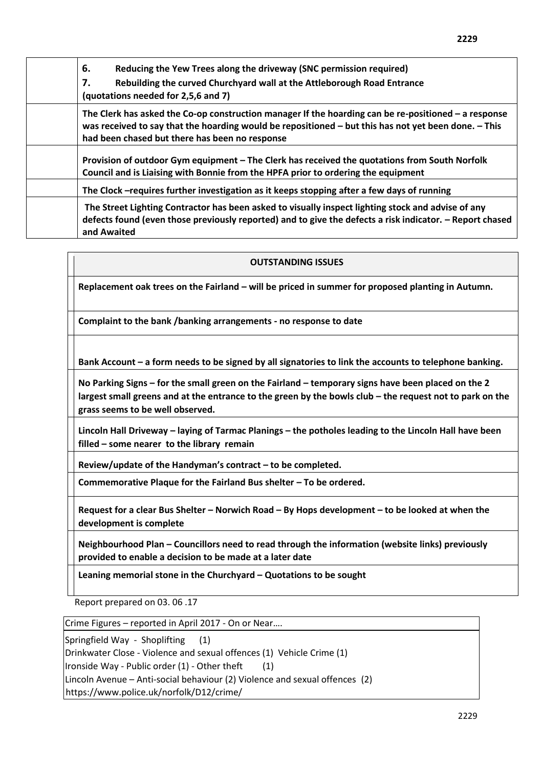| | |
|---|---|
| | **6. Reducing the Yew Trees along the driveway (SNC permission required)**<br>**7. Rebuilding the curved Churchyard wall at the Attleborough Road Entrance**<br>**(quotations needed for 2,5,6 and 7)** |
| | **The Clerk has asked the Co-op construction manager If the hoarding can be re-positioned – a response was received to say that the hoarding would be repositioned – but this has not yet been done. – This had been chased but there has been no response** |
| | **Provision of outdoor Gym equipment – The Clerk has received the quotations from South Norfolk Council and is Liaising with Bonnie from the HPFA prior to ordering the equipment** |
| | **The Clock –requires further investigation as it keeps stopping after a few days of running** |
| | **The Street Lighting Contractor has been asked to visually inspect lighting stock and advise of any defects found (even those previously reported) and to give the defects a risk indicator. – Report chased and Awaited** |

| **OUTSTANDING ISSUES** |
|---|
| **Replacement oak trees on the Fairland – will be priced in summer for proposed planting in Autumn.** |
| **Complaint to the bank /banking arrangements - no response to date** |
| **Bank Account – a form needs to be signed by all signatories to link the accounts to telephone banking.** |
| **No Parking Signs – for the small green on the Fairland – temporary signs have been placed on the 2 largest small greens and at the entrance to the green by the bowls club – the request not to park on the grass seems to be well observed.** |
| **Lincoln Hall Driveway – laying of Tarmac Planings – the potholes leading to the Lincoln Hall have been filled – some nearer to the library remain** |
| **Review/update of the Handyman's contract – to be completed.** |
| **Commemorative Plaque for the Fairland Bus shelter – To be ordered.** |
| **Request for a clear Bus Shelter – Norwich Road – By Hops development – to be looked at when the development is complete** |
| **Neighbourhood Plan – Councillors need to read through the information (website links) previously provided to enable a decision to be made at a later date** |
| **Leaning memorial stone in the Churchyard – Quotations to be sought** |

Report prepared on 03. 06 .17

| Crime Figures – reported in April 2017 - On or Near…. |
|---|
| Springfield Way - Shoplifting (1)<br>Drinkwater Close - Violence and sexual offences (1) Vehicle Crime (1)<br>Ironside Way - Public order (1) - Other theft (1)<br>Lincoln Avenue – Anti-social behaviour (2) Violence and sexual offences (2)<br>https://www.police.uk/norfolk/D12/crime/ |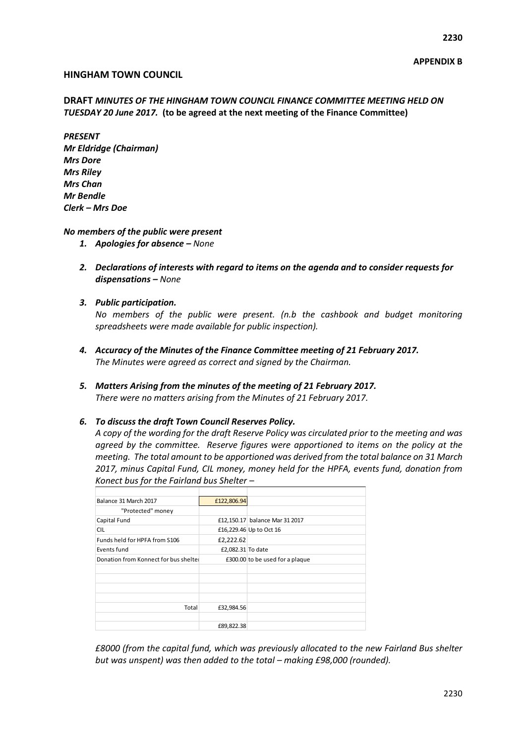**APPENDIX B**

## HINGHAM TOWN COUNCIL

**DRAFT** ***MINUTES OF THE HINGHAM TOWN COUNCIL FINANCE COMMITTEE MEETING HELD ON TUESDAY 20 June 2017.*** **(to be agreed at the next meeting of the Finance Committee)**

***PRESENT***
***Mr Eldridge (Chairman)***
***Mrs Dore***
***Mrs Riley***
***Mrs Chan***
***Mr Bendle***
***Clerk – Mrs Doe***

***No members of the public were present***

1. ***Apologies for absence –*** *None*

2. ***Declarations of interests with regard to items on the agenda and to consider requests for dispensations –*** *None*

3. ***Public participation.***
   *No members of the public were present. (n.b the cashbook and budget monitoring spreadsheets were made available for public inspection).*

4. ***Accuracy of the Minutes of the Finance Committee meeting of 21 February 2017.***
   *The Minutes were agreed as correct and signed by the Chairman.*

5. ***Matters Arising from the minutes of the meeting of 21 February 2017.***
   *There were no matters arising from the Minutes of 21 February 2017.*

6. ***To discuss the draft Town Council Reserves Policy.***
   *A copy of the wording for the draft Reserve Policy was circulated prior to the meeting and was agreed by the committee. Reserve figures were apportioned to items on the policy at the meeting. The total amount to be apportioned was derived from the total balance on 31 March 2017, minus Capital Fund, CIL money, money held for the HPFA, events fund, donation from Konect bus for the Fairland bus Shelter –*

| | | |
|---|---|---|
| Balance 31 March 2017 | £122,806.94 | |
| "Protected" money | | |
| Capital Fund | £12,150.17 | balance Mar 31 2017 |
| CIL | £16,229.46 | Up to Oct 16 |
| Funds held for HPFA from S106 | £2,222.62 | |
| Events fund | £2,082.31 | To date |
| Donation from Konnect for bus shelter | £300.00 | to be used for a plaque |
| | | |
| | | |
| | | |
| | | |
| Total | £32,984.56 | |
| | | |
| | £89,822.38 | |

*£8000 (from the capital fund, which was previously allocated to the new Fairland Bus shelter but was unspent) was then added to the total – making £98,000 (rounded).*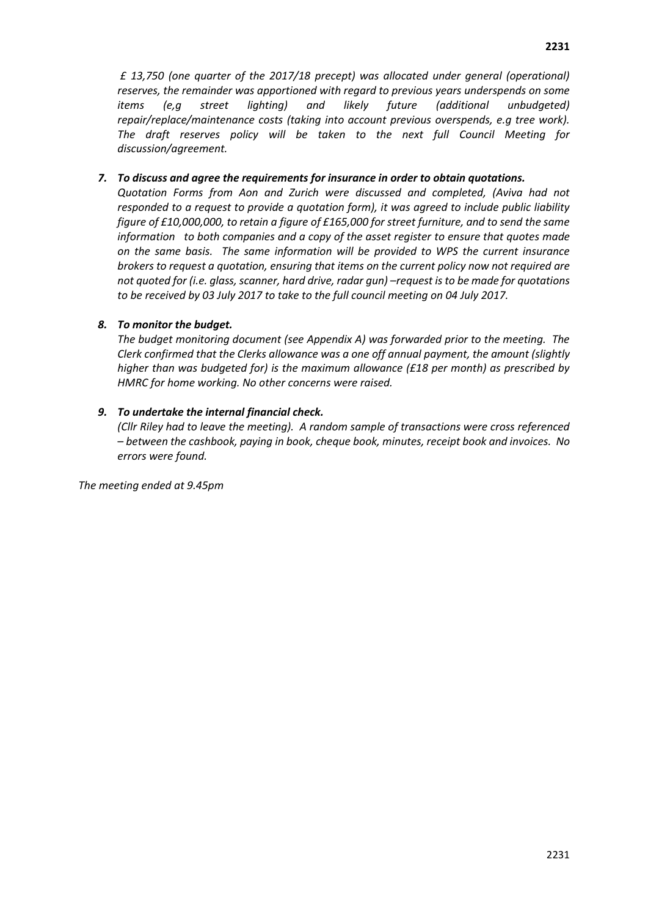*£ 13,750 (one quarter of the 2017/18 precept) was allocated under general (operational) reserves, the remainder was apportioned with regard to previous years underspends on some items (e,g street lighting) and likely future (additional unbudgeted) repair/replace/maintenance costs (taking into account previous overspends, e.g tree work). The draft reserves policy will be taken to the next full Council Meeting for discussion/agreement.*

7. ***To discuss and agree the requirements for insurance in order to obtain quotations.***
   *Quotation Forms from Aon and Zurich were discussed and completed, (Aviva had not responded to a request to provide a quotation form), it was agreed to include public liability figure of £10,000,000, to retain a figure of £165,000 for street furniture, and to send the same information to both companies and a copy of the asset register to ensure that quotes made on the same basis. The same information will be provided to WPS the current insurance brokers to request a quotation, ensuring that items on the current policy now not required are not quoted for (i.e. glass, scanner, hard drive, radar gun) –request is to be made for quotations to be received by 03 July 2017 to take to the full council meeting on 04 July 2017.*

8. ***To monitor the budget.***
   *The budget monitoring document (see Appendix A) was forwarded prior to the meeting. The Clerk confirmed that the Clerks allowance was a one off annual payment, the amount (slightly higher than was budgeted for) is the maximum allowance (£18 per month) as prescribed by HMRC for home working. No other concerns were raised.*

9. ***To undertake the internal financial check.***
   *(Cllr Riley had to leave the meeting). A random sample of transactions were cross referenced – between the cashbook, paying in book, cheque book, minutes, receipt book and invoices. No errors were found.*

*The meeting ended at 9.45pm*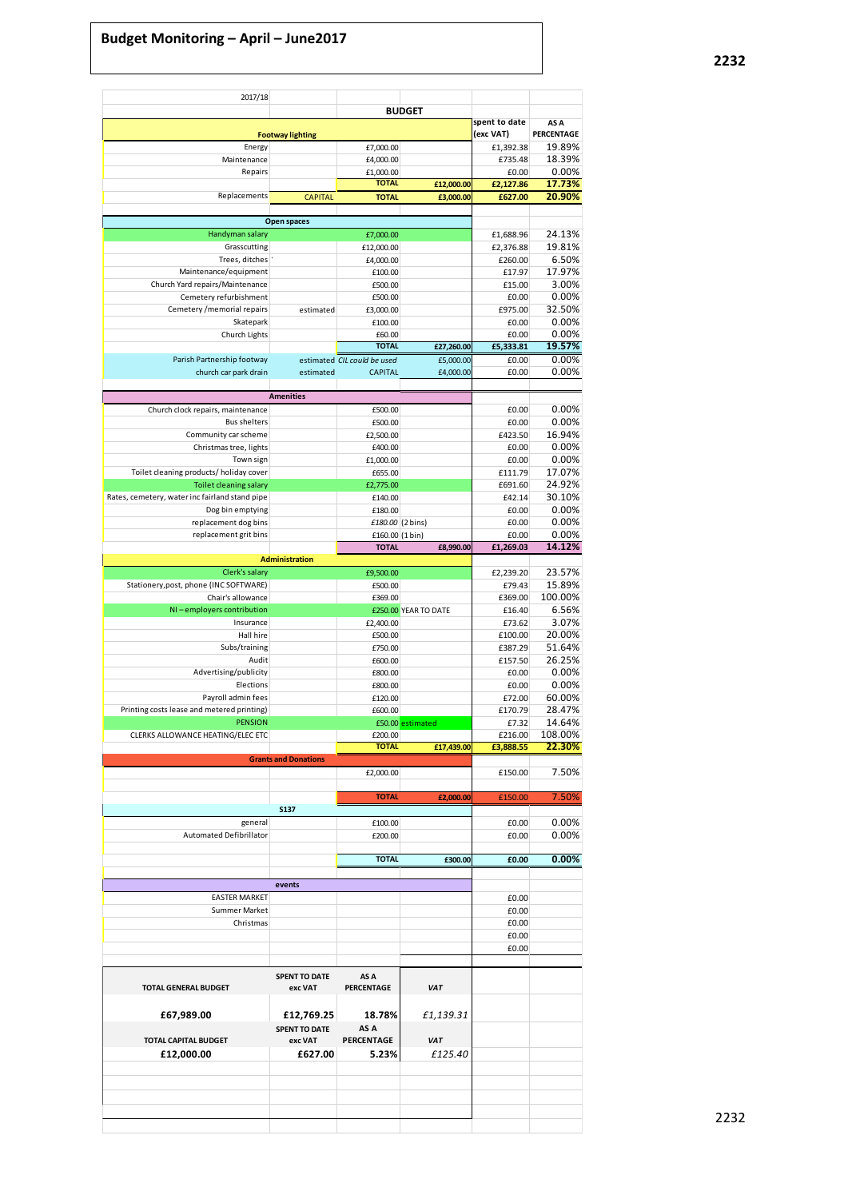# Budget Monitoring – April – June2017

| 2017/18 | | | | | |
|---|---|---|---|---|---|
| | | BUDGET | | | |
| Footway lighting | | | | spent to date (exc VAT) | AS A PERCENTAGE |
| Energy | | £7,000.00 | | £1,392.38 | 19.89% |
| Maintenance | | £4,000.00 | | £735.48 | 18.39% |
| Repairs | | £1,000.00 | | £0.00 | 0.00% |
| | | TOTAL | £12,000.00 | £2,127.86 | 17.73% |
| Replacements | CAPITAL | TOTAL | £3,000.00 | £627.00 | 20.90% |
| | | | | | |
| Open spaces | | | | | |
| Handyman salary | | £7,000.00 | | £1,688.96 | 24.13% |
| Grasscutting | | £12,000.00 | | £2,376.88 | 19.81% |
| Trees, ditches | | £4,000.00 | | £260.00 | 6.50% |
| Maintenance/equipment | | £100.00 | | £17.97 | 17.97% |
| Church Yard repairs/Maintenance | | £500.00 | | £15.00 | 3.00% |
| Cemetery refurbishment | | £500.00 | | £0.00 | 0.00% |
| Cemetery /memorial repairs | estimated | £3,000.00 | | £975.00 | 32.50% |
| Skatepark | | £100.00 | | £0.00 | 0.00% |
| Church Lights | | £60.00 | | £0.00 | 0.00% |
| | | TOTAL | £27,260.00 | £5,333.81 | 19.57% |
| Parish Partnership footway | estimated | *CIL could be used* | £5,000.00 | £0.00 | 0.00% |
| church car park drain | estimated | CAPITAL | £4,000.00 | £0.00 | 0.00% |
| | | | | | |
| Amenities | | | | | |
| Church clock repairs, maintenance | | £500.00 | | £0.00 | 0.00% |
| Bus shelters | | £500.00 | | £0.00 | 0.00% |
| Community car scheme | | £2,500.00 | | £423.50 | 16.94% |
| Christmas tree, lights | | £400.00 | | £0.00 | 0.00% |
| Town sign | | £1,000.00 | | £0.00 | 0.00% |
| Toilet cleaning products/ holiday cover | | £655.00 | | £111.79 | 17.07% |
| Toilet cleaning salary | | £2,775.00 | | £691.60 | 24.92% |
| Rates, cemetery, water inc fairland stand pipe | | £140.00 | | £42.14 | 30.10% |
| Dog bin emptying | | £180.00 | | £0.00 | 0.00% |
| replacement dog bins | | *£180.00* | (2 bins) | £0.00 | 0.00% |
| replacement grit bins | | £160.00 | (1 bin) | £0.00 | 0.00% |
| | | TOTAL | £8,990.00 | £1,269.03 | 14.12% |
| Administration | | | | | |
| Clerk's salary | | £9,500.00 | | £2,239.20 | 23.57% |
| Stationery,post, phone (INC SOFTWARE) | | £500.00 | | £79.43 | 15.89% |
| Chair's allowance | | £369.00 | | £369.00 | 100.00% |
| NI – employers contribution | | £250.00 | YEAR TO DATE | £16.40 | 6.56% |
| Insurance | | £2,400.00 | | £73.62 | 3.07% |
| Hall hire | | £500.00 | | £100.00 | 20.00% |
| Subs/training | | £750.00 | | £387.29 | 51.64% |
| Audit | | £600.00 | | £157.50 | 26.25% |
| Advertising/publicity | | £800.00 | | £0.00 | 0.00% |
| Elections | | £800.00 | | £0.00 | 0.00% |
| Payroll admin fees | | £120.00 | | £72.00 | 60.00% |
| Printing costs lease and metered printing) | | £600.00 | | £170.79 | 28.47% |
| PENSION | | £50.00 | estimated | £7.32 | 14.64% |
| CLERKS ALLOWANCE HEATING/ELEC ETC | | £200.00 | | £216.00 | 108.00% |
| | | TOTAL | £17,439.00 | £3,888.55 | 22.30% |
| Grants and Donations | | | | | |
| | | £2,000.00 | | £150.00 | 7.50% |
| | | | | | |
| | | TOTAL | £2,000.00 | £150.00 | 7.50% |
| S137 | | | | | |
| general | | £100.00 | | £0.00 | 0.00% |
| Automated Defibrillator | | £200.00 | | £0.00 | 0.00% |
| | | | | | |
| | | TOTAL | £300.00 | £0.00 | 0.00% |
| | | | | | |
| events | | | | | |
| EASTER MARKET | | | | £0.00 | |
| Summer Market | | | | £0.00 | |
| Christmas | | | | £0.00 | |
| | | | | £0.00 | |
| | | | | £0.00 | |

| TOTAL GENERAL BUDGET | SPENT TO DATE exc VAT | AS A PERCENTAGE | *VAT* |
|---|---|---|---|
| £67,989.00 | £12,769.25 | 18.78% | *£1,139.31* |
| **TOTAL CAPITAL BUDGET** | **SPENT TO DATE exc VAT** | **AS A PERCENTAGE** | ***VAT*** |
| £12,000.00 | £627.00 | 5.23% | *£125.40* |